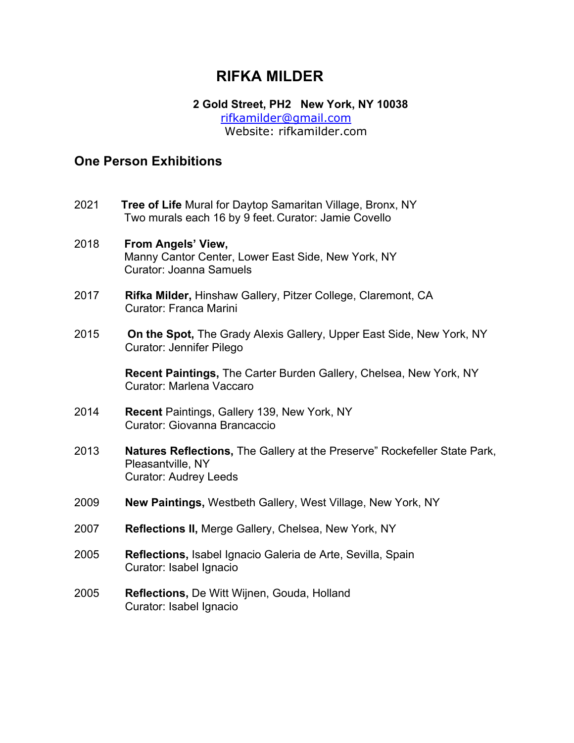# RIFKA MILDER

**2 Gold Street, PH2 New York, NY 10038**
rifkamilder@gmail.com
Website: rifkamilder.com

## One Person Exhibitions

2021 **Tree of Life** Mural for Daytop Samaritan Village, Bronx, NY
Two murals each 16 by 9 feet. Curator: Jamie Covello

2018 **From Angels' View,**
Manny Cantor Center, Lower East Side, New York, NY
Curator: Joanna Samuels

2017 **Rifka Milder,** Hinshaw Gallery, Pitzer College, Claremont, CA
Curator: Franca Marini

2015 **On the Spot,** The Grady Alexis Gallery, Upper East Side, New York, NY
Curator: Jennifer Pilego

**Recent Paintings,** The Carter Burden Gallery, Chelsea, New York, NY
Curator: Marlena Vaccaro

2014 **Recent** Paintings, Gallery 139, New York, NY
Curator: Giovanna Brancaccio

2013 **Natures Reflections,** The Gallery at the Preserve" Rockefeller State Park, Pleasantville, NY
Curator: Audrey Leeds

2009 **New Paintings,** Westbeth Gallery, West Village, New York, NY

2007 **Reflections II,** Merge Gallery, Chelsea, New York, NY

2005 **Reflections,** Isabel Ignacio Galeria de Arte, Sevilla, Spain
Curator: Isabel Ignacio

2005 **Reflections,** De Witt Wijnen, Gouda, Holland
Curator: Isabel Ignacio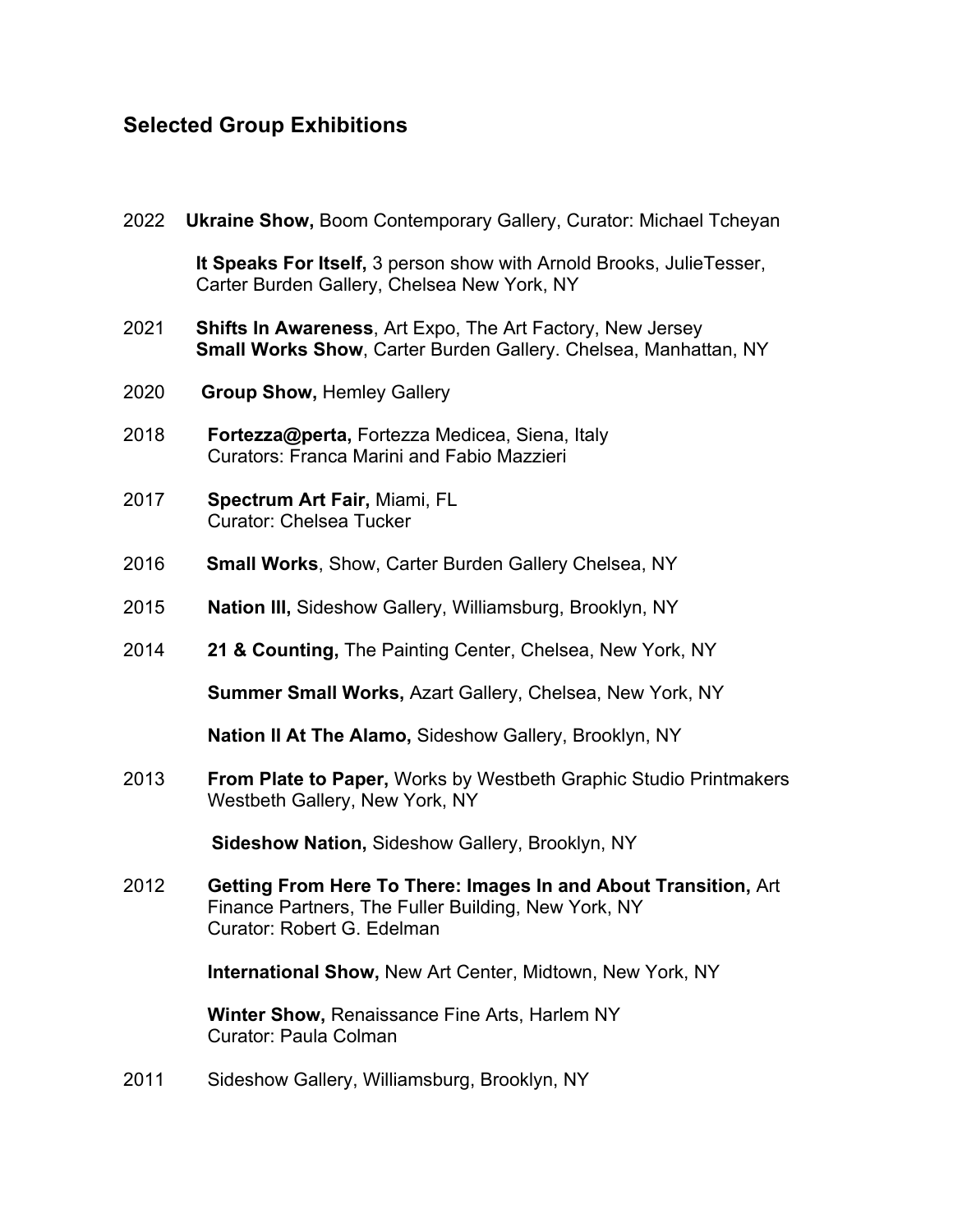## Selected Group Exhibitions

2022 **Ukraine Show,** Boom Contemporary Gallery, Curator: Michael Tcheyan

**It Speaks For Itself,** 3 person show with Arnold Brooks, JulieTesser, Carter Burden Gallery, Chelsea New York, NY

2021 **Shifts In Awareness**, Art Expo, The Art Factory, New Jersey
**Small Works Show**, Carter Burden Gallery. Chelsea, Manhattan, NY

2020 **Group Show,** Hemley Gallery

2018 **Fortezza@perta,** Fortezza Medicea, Siena, Italy
Curators: Franca Marini and Fabio Mazzieri

2017 **Spectrum Art Fair,** Miami, FL
Curator: Chelsea Tucker

2016 **Small Works**, Show, Carter Burden Gallery Chelsea, NY

2015 **Nation III,** Sideshow Gallery, Williamsburg, Brooklyn, NY

2014 **21 & Counting,** The Painting Center, Chelsea, New York, NY

**Summer Small Works,** Azart Gallery, Chelsea, New York, NY

**Nation II At The Alamo,** Sideshow Gallery, Brooklyn, NY

2013 **From Plate to Paper,** Works by Westbeth Graphic Studio Printmakers
Westbeth Gallery, New York, NY

**Sideshow Nation,** Sideshow Gallery, Brooklyn, NY

2012 **Getting From Here To There: Images In and About Transition,** Art Finance Partners, The Fuller Building, New York, NY
Curator: Robert G. Edelman

**International Show,** New Art Center, Midtown, New York, NY

**Winter Show,** Renaissance Fine Arts, Harlem NY
Curator: Paula Colman

2011 Sideshow Gallery, Williamsburg, Brooklyn, NY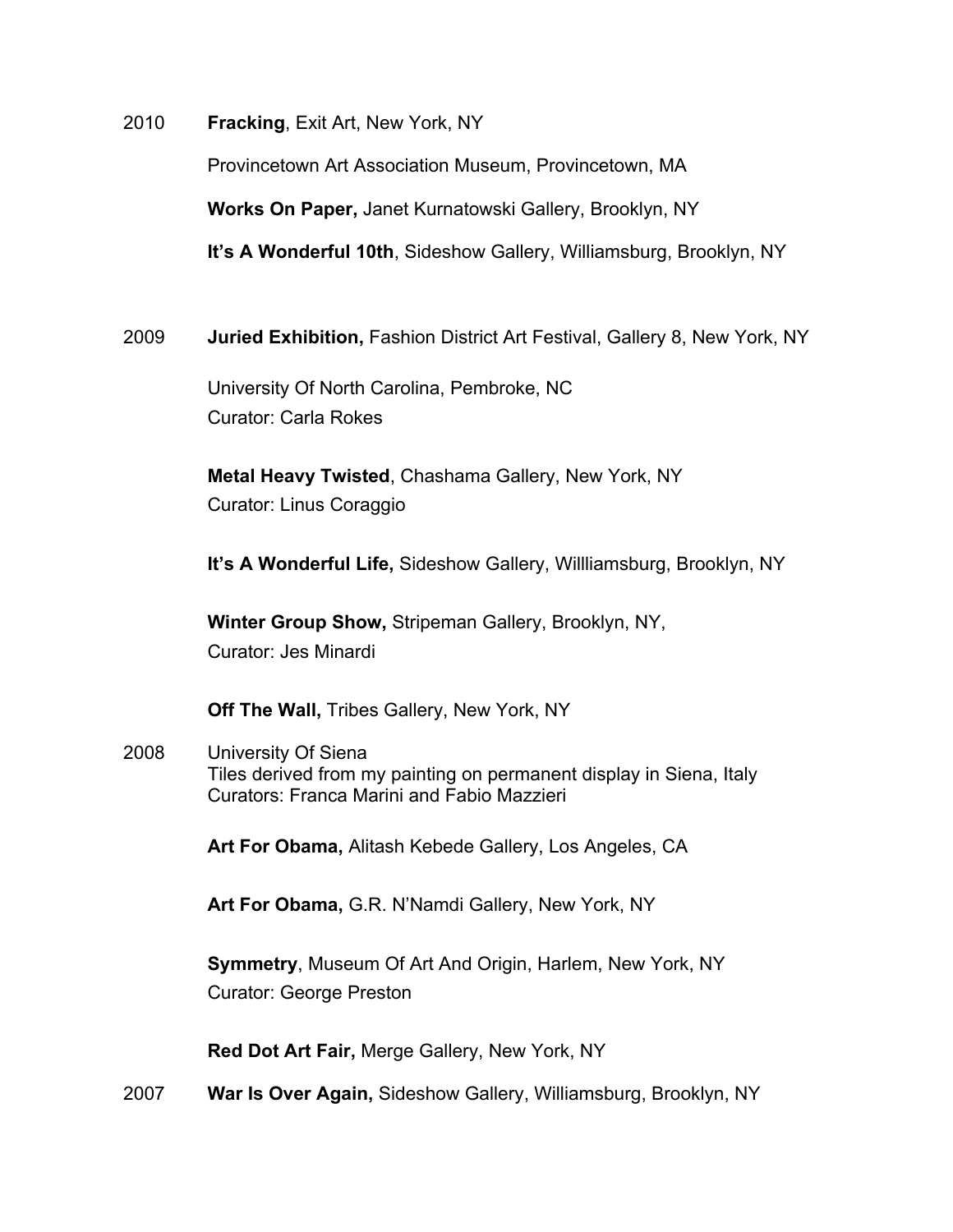2010 **Fracking**, Exit Art, New York, NY

Provincetown Art Association Museum, Provincetown, MA

**Works On Paper,** Janet Kurnatowski Gallery, Brooklyn, NY

**It's A Wonderful 10th**, Sideshow Gallery, Williamsburg, Brooklyn, NY

2009 **Juried Exhibition,** Fashion District Art Festival, Gallery 8, New York, NY

University Of North Carolina, Pembroke, NC
Curator: Carla Rokes

**Metal Heavy Twisted**, Chashama Gallery, New York, NY
Curator: Linus Coraggio

**It's A Wonderful Life,** Sideshow Gallery, Willliamsburg, Brooklyn, NY

**Winter Group Show,** Stripeman Gallery, Brooklyn, NY,
Curator: Jes Minardi

**Off The Wall,** Tribes Gallery, New York, NY

2008 University Of Siena
Tiles derived from my painting on permanent display in Siena, Italy
Curators: Franca Marini and Fabio Mazzieri

**Art For Obama,** Alitash Kebede Gallery, Los Angeles, CA

**Art For Obama,** G.R. N'Namdi Gallery, New York, NY

**Symmetry**, Museum Of Art And Origin, Harlem, New York, NY
Curator: George Preston

**Red Dot Art Fair,** Merge Gallery, New York, NY

2007 **War Is Over Again,** Sideshow Gallery, Williamsburg, Brooklyn, NY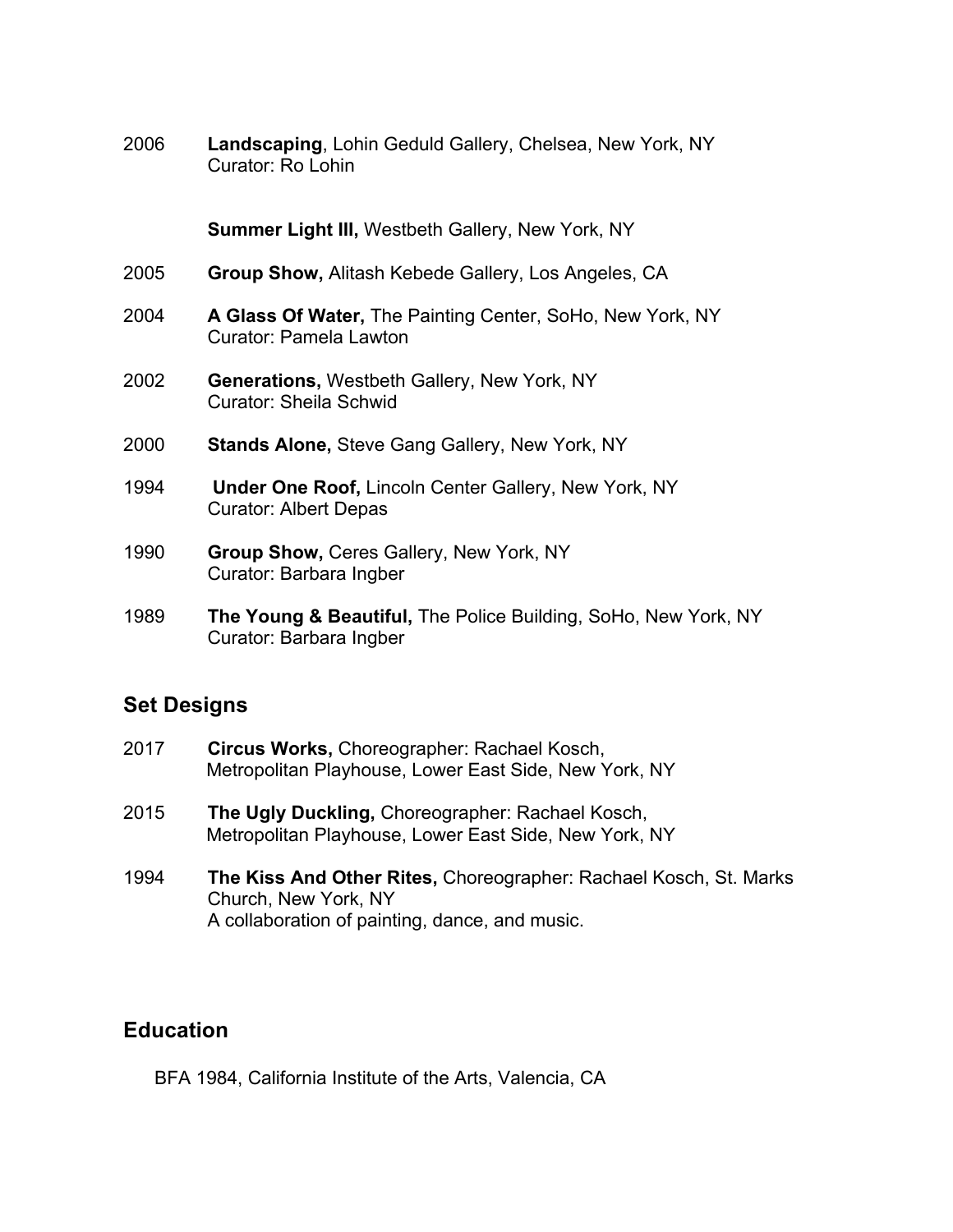2006 **Landscaping**, Lohin Geduld Gallery, Chelsea, New York, NY
Curator: Ro Lohin

**Summer Light III,** Westbeth Gallery, New York, NY

2005 **Group Show,** Alitash Kebede Gallery, Los Angeles, CA

2004 **A Glass Of Water,** The Painting Center, SoHo, New York, NY
Curator: Pamela Lawton

2002 **Generations,** Westbeth Gallery, New York, NY
Curator: Sheila Schwid

2000 **Stands Alone,** Steve Gang Gallery, New York, NY

1994 **Under One Roof,** Lincoln Center Gallery, New York, NY
Curator: Albert Depas

1990 **Group Show,** Ceres Gallery, New York, NY
Curator: Barbara Ingber

1989 **The Young & Beautiful,** The Police Building, SoHo, New York, NY
Curator: Barbara Ingber

## Set Designs

2017 **Circus Works,** Choreographer: Rachael Kosch,
Metropolitan Playhouse, Lower East Side, New York, NY

2015 **The Ugly Duckling,** Choreographer: Rachael Kosch,
Metropolitan Playhouse, Lower East Side, New York, NY

1994 **The Kiss And Other Rites,** Choreographer: Rachael Kosch, St. Marks Church, New York, NY
A collaboration of painting, dance, and music.

## Education

BFA 1984, California Institute of the Arts, Valencia, CA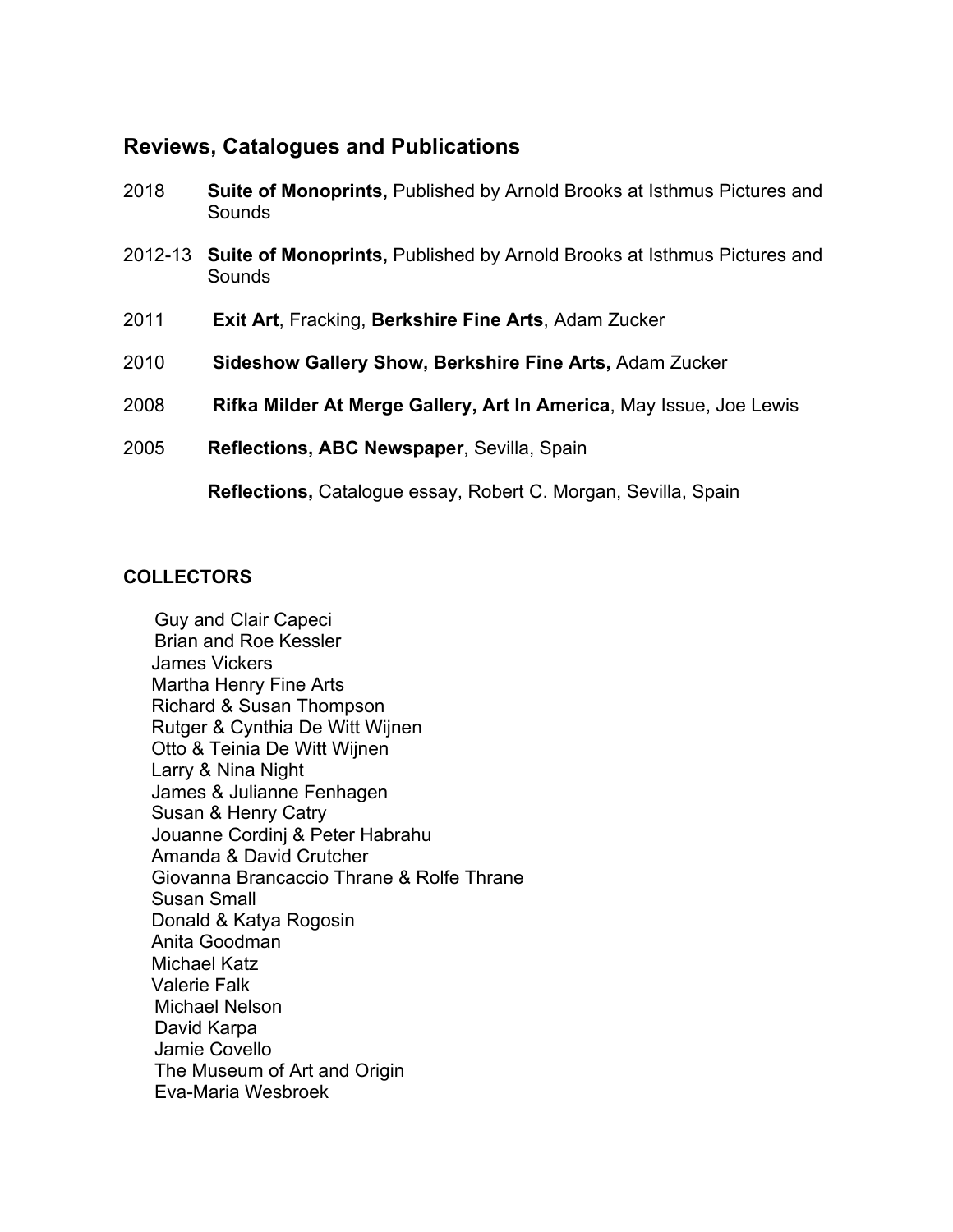## Reviews, Catalogues and Publications

2018 **Suite of Monoprints,** Published by Arnold Brooks at Isthmus Pictures and Sounds

2012-13 **Suite of Monoprints,** Published by Arnold Brooks at Isthmus Pictures and Sounds

2011 **Exit Art**, Fracking, **Berkshire Fine Arts**, Adam Zucker

2010 **Sideshow Gallery Show, Berkshire Fine Arts,** Adam Zucker

2008 **Rifka Milder At Merge Gallery, Art In America**, May Issue, Joe Lewis

2005 **Reflections, ABC Newspaper**, Sevilla, Spain

**Reflections,** Catalogue essay, Robert C. Morgan, Sevilla, Spain

**COLLECTORS**

Guy and Clair Capeci
Brian and Roe Kessler
James Vickers
Martha Henry Fine Arts
Richard & Susan Thompson
Rutger & Cynthia De Witt Wijnen
Otto & Teinia De Witt Wijnen
Larry & Nina Night
James & Julianne Fenhagen
Susan & Henry Catry
Jouanne Cordinj & Peter Habrahu
Amanda & David Crutcher
Giovanna Brancaccio Thrane & Rolfe Thrane
Susan Small
Donald & Katya Rogosin
Anita Goodman
Michael Katz
Valerie Falk
Michael Nelson
David Karpa
Jamie Covello
The Museum of Art and Origin
Eva-Maria Wesbroek